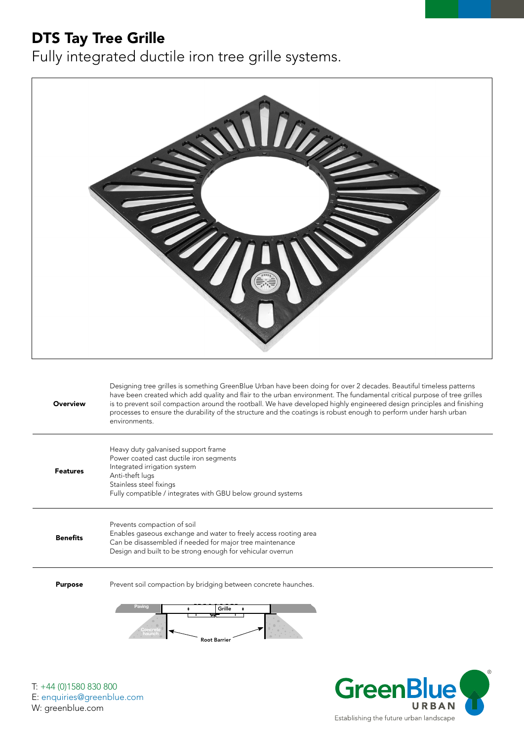# DTS Tay Tree Grille

Fully integrated ductile iron tree grille systems.

| | |
|---|---|
| **Overview** | Designing tree grilles is something GreenBlue Urban have been doing for over 2 decades. Beautiful timeless patterns have been created which add quality and flair to the urban environment. The fundamental critical purpose of tree grilles is to prevent soil compaction around the rootball. We have developed highly engineered design principles and finishing processes to ensure the durability of the structure and the coatings is robust enough to perform under harsh urban environments. |
| **Features** | Heavy duty galvanised support frame<br>Power coated cast ductile iron segments<br>Integrated irrigation system<br>Anti-theft lugs<br>Stainless steel fixings<br>Fully compatible / integrates with GBU below ground systems |
| **Benefits** | Prevents compaction of soil<br>Enables gaseous exchange and water to freely access rooting area<br>Can be disassembled if needed for major tree maintenance<br>Design and built to be strong enough for vehicular overrun |
| **Purpose** | Prevent soil compaction by bridging between concrete haunches. |

Paving

Grille

Concrete haunch

Root Barrier

T: +44 (0)1580 830 800
E: enquiries@greenblue.com
W: greenblue.com

GreenBlue URBAN®
Establishing the future urban landscape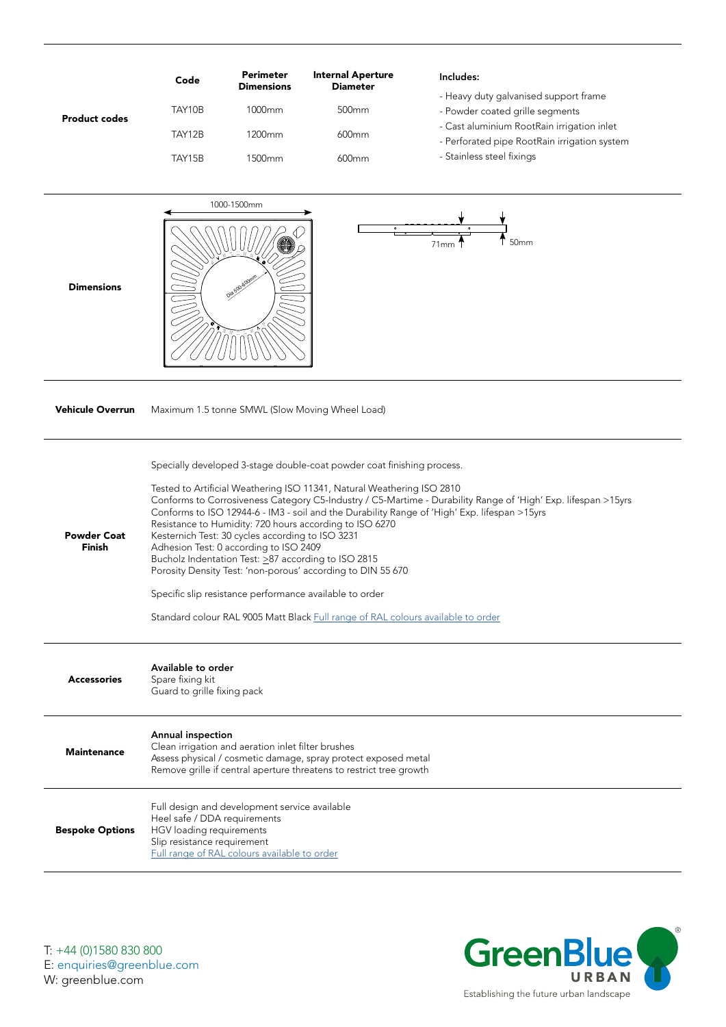**Product codes**

| Code | Perimeter Dimensions | Internal Aperture Diameter |
|---|---|---|
| TAY10B | 1000mm | 500mm |
| TAY12B | 1200mm | 600mm |
| TAY15B | 1500mm | 600mm |

**Includes:**

- Heavy duty galvanised support frame
- Powder coated grille segments
- Cast aluminium RootRain irrigation inlet
- Perforated pipe RootRain irrigation system
- Stainless steel fixings

**Dimensions**

1000-1500mm

Dia 500-600mm

71mm

50mm

**Vehicule Overrun**

Maximum 1.5 tonne SMWL (Slow Moving Wheel Load)

**Powder Coat Finish**

Specially developed 3-stage double-coat powder coat finishing process.

Tested to Artificial Weathering ISO 11341, Natural Weathering ISO 2810
Conforms to Corrosiveness Category C5-Industry / C5-Martime - Durability Range of 'High' Exp. lifespan >15yrs
Conforms to ISO 12944-6 - IM3 - soil and the Durability Range of 'High' Exp. lifespan >15yrs
Resistance to Humidity: 720 hours according to ISO 6270
Kesternich Test: 30 cycles according to ISO 3231
Adhesion Test: 0 according to ISO 2409
Bucholz Indentation Test: ≥87 according to ISO 2815
Porosity Density Test: 'non-porous' according to DIN 55 670

Specific slip resistance performance available to order

Standard colour RAL 9005 Matt Black Full range of RAL colours available to order

**Accessories**

**Available to order**
Spare fixing kit
Guard to grille fixing pack

**Maintenance**

**Annual inspection**
Clean irrigation and aeration inlet filter brushes
Assess physical / cosmetic damage, spray protect exposed metal
Remove grille if central aperture threatens to restrict tree growth

**Bespoke Options**

Full design and development service available
Heel safe / DDA requirements
HGV loading requirements
Slip resistance requirement
Full range of RAL colours available to order

T: +44 (0)1580 830 800
E: enquiries@greenblue.com
W: greenblue.com

GreenBlue URBAN
Establishing the future urban landscape